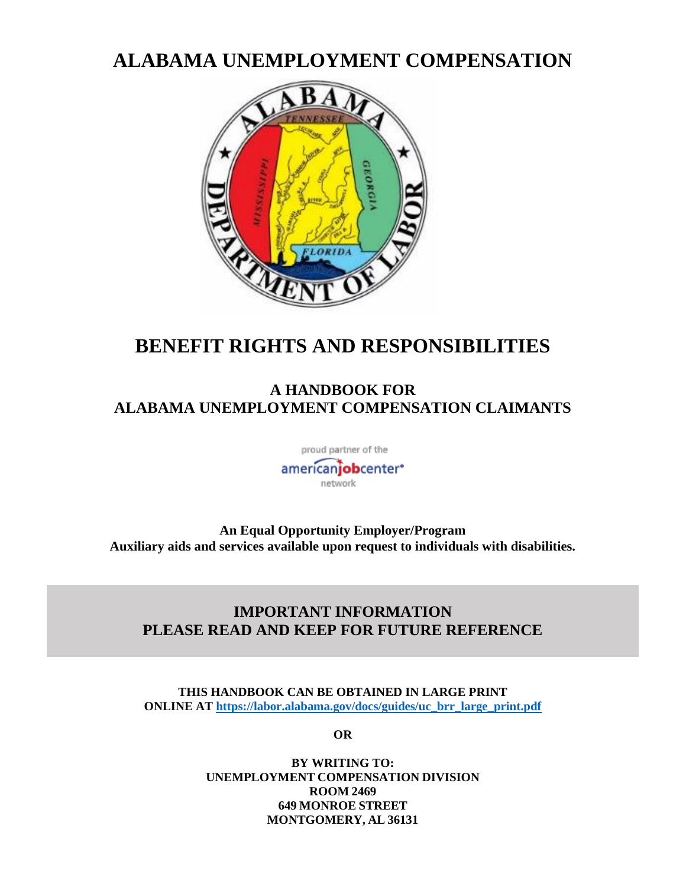# ALABAMA UNEMPLOYMENT COMPENSATION

# BENEFIT RIGHTS AND RESPONSIBILITIES

## A HANDBOOK FOR
## ALABAMA UNEMPLOYMENT COMPENSATION CLAIMANTS

proud partner of the americanjobcenter network

**An Equal Opportunity Employer/Program**
**Auxiliary aids and services available upon request to individuals with disabilities.**

## IMPORTANT INFORMATION
## PLEASE READ AND KEEP FOR FUTURE REFERENCE

**THIS HANDBOOK CAN BE OBTAINED IN LARGE PRINT ONLINE AT [https://labor.alabama.gov/docs/guides/uc_brr_large_print.pdf](https://labor.alabama.gov/docs/guides/uc_brr_large_print.pdf)**

**OR**

**BY WRITING TO:**
**UNEMPLOYMENT COMPENSATION DIVISION**
**ROOM 2469**
**649 MONROE STREET**
**MONTGOMERY, AL 36131**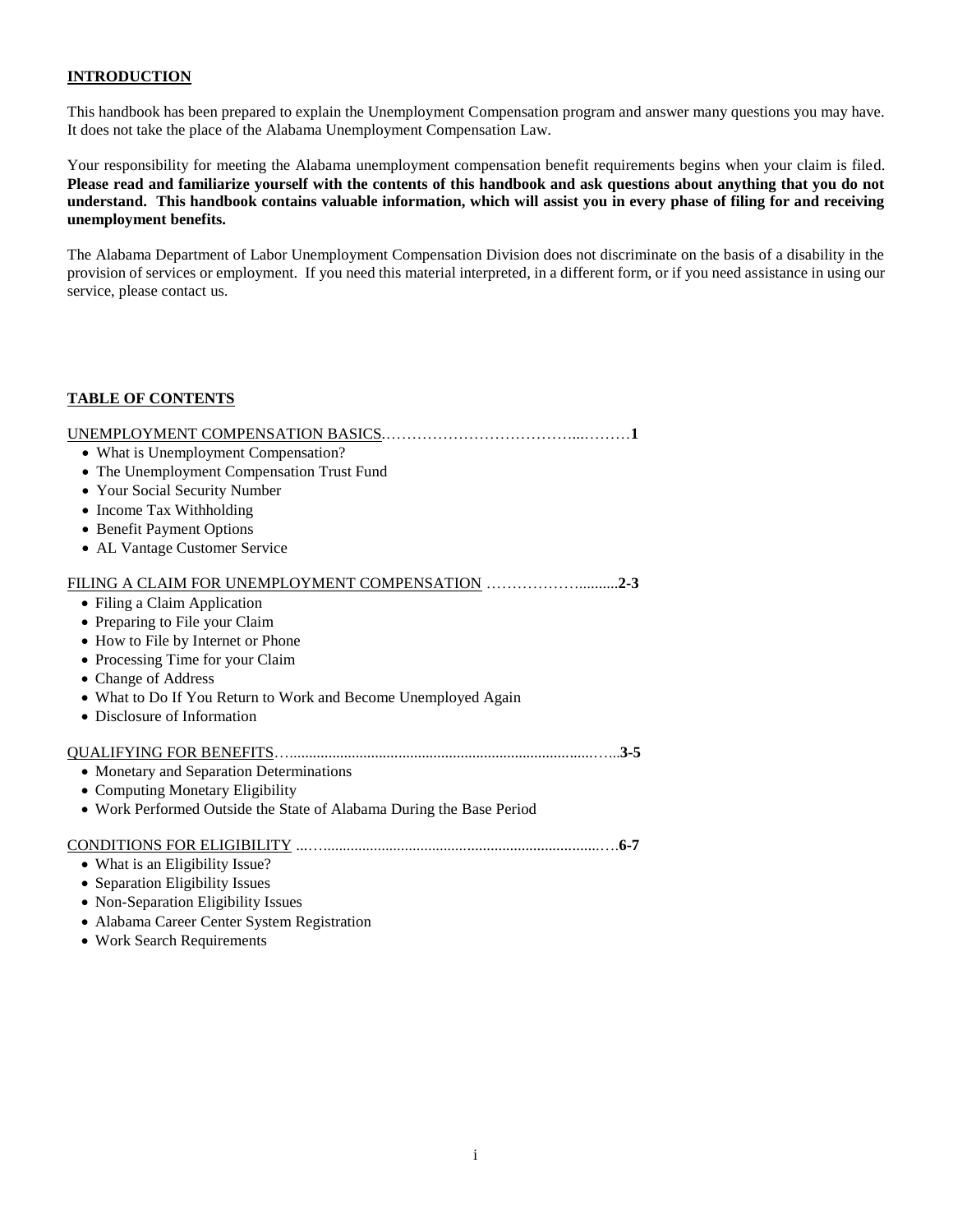## INTRODUCTION

This handbook has been prepared to explain the Unemployment Compensation program and answer many questions you may have. It does not take the place of the Alabama Unemployment Compensation Law.

Your responsibility for meeting the Alabama unemployment compensation benefit requirements begins when your claim is filed. **Please read and familiarize yourself with the contents of this handbook and ask questions about anything that you do not understand. This handbook contains valuable information, which will assist you in every phase of filing for and receiving unemployment benefits.**

The Alabama Department of Labor Unemployment Compensation Division does not discriminate on the basis of a disability in the provision of services or employment. If you need this material interpreted, in a different form, or if you need assistance in using our service, please contact us.

## TABLE OF CONTENTS

UNEMPLOYMENT COMPENSATION BASICS……………………………………..………**1**

- What is Unemployment Compensation?
- The Unemployment Compensation Trust Fund
- Your Social Security Number
- Income Tax Withholding
- Benefit Payment Options
- AL Vantage Customer Service

FILING A CLAIM FOR UNEMPLOYMENT COMPENSATION ………………..........**2-3**

- Filing a Claim Application
- Preparing to File your Claim
- How to File by Internet or Phone
- Processing Time for your Claim
- Change of Address
- What to Do If You Return to Work and Become Unemployed Again
- Disclosure of Information

QUALIFYING FOR BENEFITS…...........................................................................…..**3-5**

- Monetary and Separation Determinations
- Computing Monetary Eligibility
- Work Performed Outside the State of Alabama During the Base Period

CONDITIONS FOR ELIGIBILITY ..….........................................................................….**6-7**

- What is an Eligibility Issue?
- Separation Eligibility Issues
- Non-Separation Eligibility Issues
- Alabama Career Center System Registration
- Work Search Requirements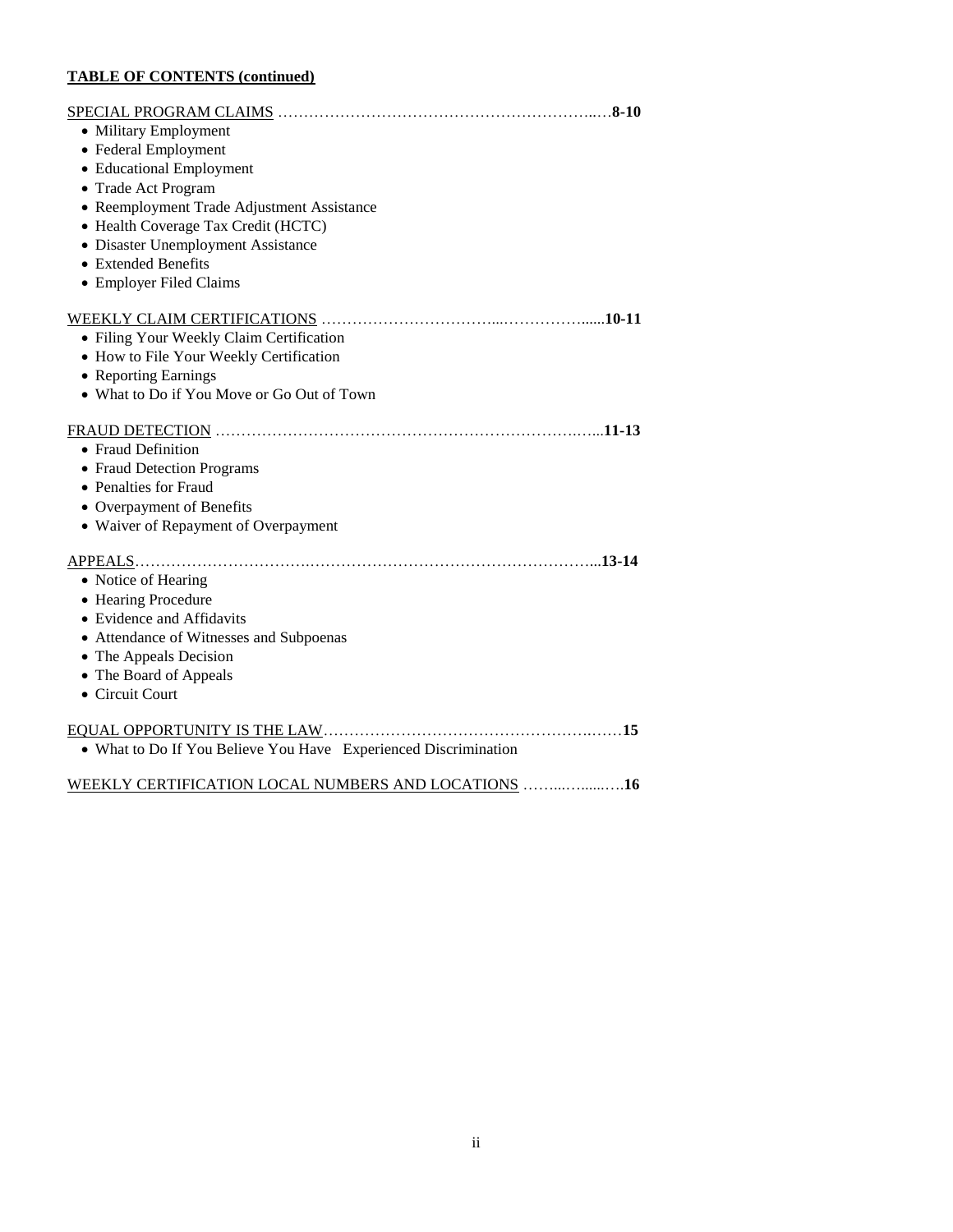**TABLE OF CONTENTS (continued)**

SPECIAL PROGRAM CLAIMS ……………………………………………………..…**8-10**

- Military Employment
- Federal Employment
- Educational Employment
- Trade Act Program
- Reemployment Trade Adjustment Assistance
- Health Coverage Tax Credit (HCTC)
- Disaster Unemployment Assistance
- Extended Benefits
- Employer Filed Claims

WEEKLY CLAIM CERTIFICATIONS ……………………………...……………......**10-11**

- Filing Your Weekly Claim Certification
- How to File Your Weekly Certification
- Reporting Earnings
- What to Do if You Move or Go Out of Town

FRAUD DETECTION ………………………………………………………….…...**11-13**

- Fraud Definition
- Fraud Detection Programs
- Penalties for Fraud
- Overpayment of Benefits
- Waiver of Repayment of Overpayment

APPEALS…………………………….……………………………………………...**13-14**

- Notice of Hearing
- Hearing Procedure
- Evidence and Affidavits
- Attendance of Witnesses and Subpoenas
- The Appeals Decision
- The Board of Appeals
- Circuit Court

EQUAL OPPORTUNITY IS THE LAW…………………………………………….……**15**

- What to Do If You Believe You Have Experienced Discrimination

WEEKLY CERTIFICATION LOCAL NUMBERS AND LOCATIONS ……...….....….**16**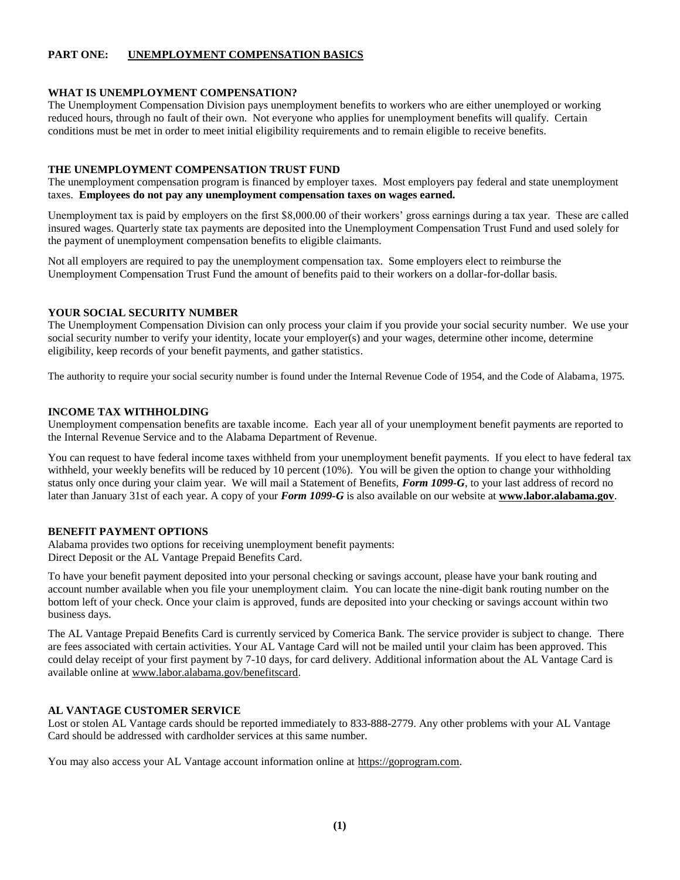## PART ONE: UNEMPLOYMENT COMPENSATION BASICS

### WHAT IS UNEMPLOYMENT COMPENSATION?

The Unemployment Compensation Division pays unemployment benefits to workers who are either unemployed or working reduced hours, through no fault of their own. Not everyone who applies for unemployment benefits will qualify. Certain conditions must be met in order to meet initial eligibility requirements and to remain eligible to receive benefits.

### THE UNEMPLOYMENT COMPENSATION TRUST FUND

The unemployment compensation program is financed by employer taxes. Most employers pay federal and state unemployment taxes. **Employees do not pay any unemployment compensation taxes on wages earned.**

Unemployment tax is paid by employers on the first $8,000.00 of their workers' gross earnings during a tax year. These are called insured wages. Quarterly state tax payments are deposited into the Unemployment Compensation Trust Fund and used solely for the payment of unemployment compensation benefits to eligible claimants.

Not all employers are required to pay the unemployment compensation tax. Some employers elect to reimburse the Unemployment Compensation Trust Fund the amount of benefits paid to their workers on a dollar-for-dollar basis.

### YOUR SOCIAL SECURITY NUMBER

The Unemployment Compensation Division can only process your claim if you provide your social security number. We use your social security number to verify your identity, locate your employer(s) and your wages, determine other income, determine eligibility, keep records of your benefit payments, and gather statistics.

The authority to require your social security number is found under the Internal Revenue Code of 1954, and the Code of Alabama, 1975.

### INCOME TAX WITHHOLDING

Unemployment compensation benefits are taxable income. Each year all of your unemployment benefit payments are reported to the Internal Revenue Service and to the Alabama Department of Revenue.

You can request to have federal income taxes withheld from your unemployment benefit payments. If you elect to have federal tax withheld, your weekly benefits will be reduced by 10 percent (10%). You will be given the option to change your withholding status only once during your claim year. We will mail a Statement of Benefits, ***Form 1099-G***, to your last address of record no later than January 31st of each year. A copy of your ***Form 1099-G*** is also available on our website at **www.labor.alabama.gov**.

### BENEFIT PAYMENT OPTIONS

Alabama provides two options for receiving unemployment benefit payments:
Direct Deposit or the AL Vantage Prepaid Benefits Card.

To have your benefit payment deposited into your personal checking or savings account, please have your bank routing and account number available when you file your unemployment claim. You can locate the nine-digit bank routing number on the bottom left of your check. Once your claim is approved, funds are deposited into your checking or savings account within two business days.

The AL Vantage Prepaid Benefits Card is currently serviced by Comerica Bank. The service provider is subject to change. There are fees associated with certain activities. Your AL Vantage Card will not be mailed until your claim has been approved. This could delay receipt of your first payment by 7-10 days, for card delivery. Additional information about the AL Vantage Card is available online at www.labor.alabama.gov/benefitscard.

### AL VANTAGE CUSTOMER SERVICE

Lost or stolen AL Vantage cards should be reported immediately to 833-888-2779. Any other problems with your AL Vantage Card should be addressed with cardholder services at this same number.

You may also access your AL Vantage account information online at https://goprogram.com.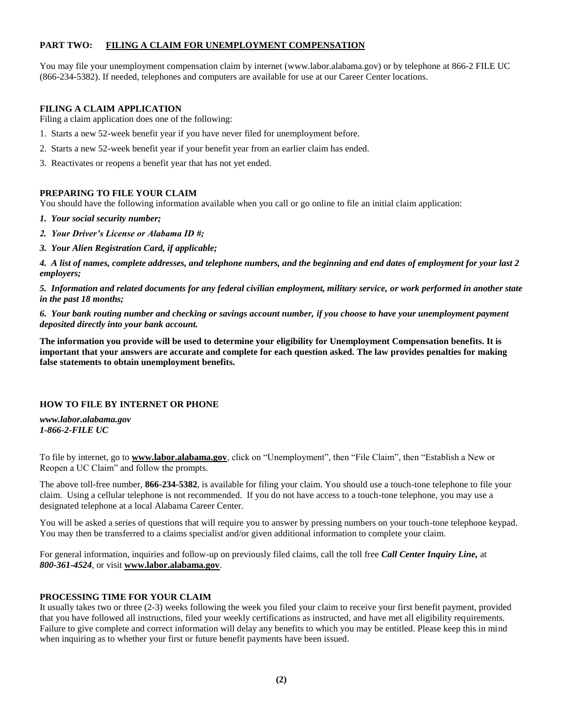## PART TWO: FILING A CLAIM FOR UNEMPLOYMENT COMPENSATION

You may file your unemployment compensation claim by internet (www.labor.alabama.gov) or by telephone at 866-2 FILE UC (866-234-5382). If needed, telephones and computers are available for use at our Career Center locations.

### FILING A CLAIM APPLICATION

Filing a claim application does one of the following:

1. Starts a new 52-week benefit year if you have never filed for unemployment before.
2. Starts a new 52-week benefit year if your benefit year from an earlier claim has ended.
3. Reactivates or reopens a benefit year that has not yet ended.

### PREPARING TO FILE YOUR CLAIM

You should have the following information available when you call or go online to file an initial claim application:

1. ***Your social security number;***
2. ***Your Driver's License or Alabama ID #;***
3. ***Your Alien Registration Card, if applicable;***
4. ***A list of names, complete addresses, and telephone numbers, and the beginning and end dates of employment for your last 2 employers;***
5. ***Information and related documents for any federal civilian employment, military service, or work performed in another state in the past 18 months;***
6. ***Your bank routing number and checking or savings account number, if you choose to have your unemployment payment deposited directly into your bank account.***

**The information you provide will be used to determine your eligibility for Unemployment Compensation benefits. It is important that your answers are accurate and complete for each question asked. The law provides penalties for making false statements to obtain unemployment benefits.**

### HOW TO FILE BY INTERNET OR PHONE

***www.labor.alabama.gov***
***1-866-2-FILE UC***

To file by internet, go to **www.labor.alabama.gov**, click on "Unemployment", then "File Claim", then "Establish a New or Reopen a UC Claim" and follow the prompts.

The above toll-free number, **866-234-5382**, is available for filing your claim. You should use a touch-tone telephone to file your claim. Using a cellular telephone is not recommended. If you do not have access to a touch-tone telephone, you may use a designated telephone at a local Alabama Career Center.

You will be asked a series of questions that will require you to answer by pressing numbers on your touch-tone telephone keypad. You may then be transferred to a claims specialist and/or given additional information to complete your claim.

For general information, inquiries and follow-up on previously filed claims, call the toll free ***Call Center Inquiry Line,*** at ***800-361-4524***, or visit **www.labor.alabama.gov**.

### PROCESSING TIME FOR YOUR CLAIM

It usually takes two or three (2-3) weeks following the week you filed your claim to receive your first benefit payment, provided that you have followed all instructions, filed your weekly certifications as instructed, and have met all eligibility requirements. Failure to give complete and correct information will delay any benefits to which you may be entitled. Please keep this in mind when inquiring as to whether your first or future benefit payments have been issued.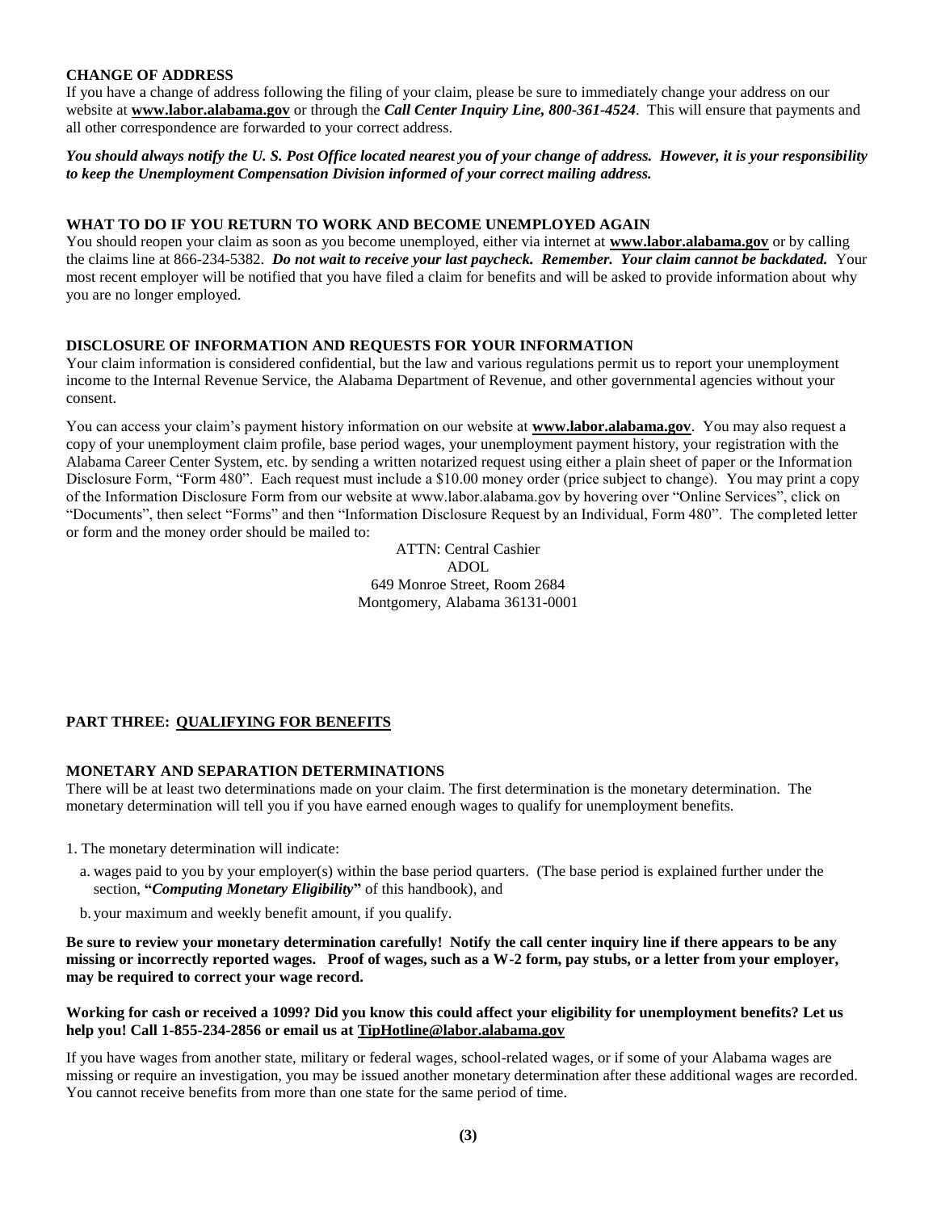### CHANGE OF ADDRESS

If you have a change of address following the filing of your claim, please be sure to immediately change your address on our website at **www.labor.alabama.gov** or through the ***Call Center Inquiry Line, 800-361-4524***. This will ensure that payments and all other correspondence are forwarded to your correct address.

***You should always notify the U. S. Post Office located nearest you of your change of address. However, it is your responsibility to keep the Unemployment Compensation Division informed of your correct mailing address.***

### WHAT TO DO IF YOU RETURN TO WORK AND BECOME UNEMPLOYED AGAIN

You should reopen your claim as soon as you become unemployed, either via internet at **www.labor.alabama.gov** or by calling the claims line at 866-234-5382. ***Do not wait to receive your last paycheck. Remember. Your claim cannot be backdated.*** Your most recent employer will be notified that you have filed a claim for benefits and will be asked to provide information about why you are no longer employed.

### DISCLOSURE OF INFORMATION AND REQUESTS FOR YOUR INFORMATION

Your claim information is considered confidential, but the law and various regulations permit us to report your unemployment income to the Internal Revenue Service, the Alabama Department of Revenue, and other governmental agencies without your consent.

You can access your claim's payment history information on our website at **www.labor.alabama.gov**. You may also request a copy of your unemployment claim profile, base period wages, your unemployment payment history, your registration with the Alabama Career Center System, etc. by sending a written notarized request using either a plain sheet of paper or the Information Disclosure Form, "Form 480". Each request must include a $10.00 money order (price subject to change). You may print a copy of the Information Disclosure Form from our website at www.labor.alabama.gov by hovering over "Online Services", click on "Documents", then select "Forms" and then "Information Disclosure Request by an Individual, Form 480". The completed letter or form and the money order should be mailed to:

ATTN: Central Cashier
ADOL
649 Monroe Street, Room 2684
Montgomery, Alabama 36131-0001

## PART THREE: QUALIFYING FOR BENEFITS

### MONETARY AND SEPARATION DETERMINATIONS

There will be at least two determinations made on your claim. The first determination is the monetary determination. The monetary determination will tell you if you have earned enough wages to qualify for unemployment benefits.

1. The monetary determination will indicate:
   a. wages paid to you by your employer(s) within the base period quarters. (The base period is explained further under the section, **"*Computing Monetary Eligibility*"** of this handbook), and
   b. your maximum and weekly benefit amount, if you qualify.

**Be sure to review your monetary determination carefully! Notify the call center inquiry line if there appears to be any missing or incorrectly reported wages. Proof of wages, such as a W-2 form, pay stubs, or a letter from your employer, may be required to correct your wage record.**

**Working for cash or received a 1099? Did you know this could affect your eligibility for unemployment benefits? Let us help you! Call 1-855-234-2856 or email us at TipHotline@labor.alabama.gov**

If you have wages from another state, military or federal wages, school-related wages, or if some of your Alabama wages are missing or require an investigation, you may be issued another monetary determination after these additional wages are recorded. You cannot receive benefits from more than one state for the same period of time.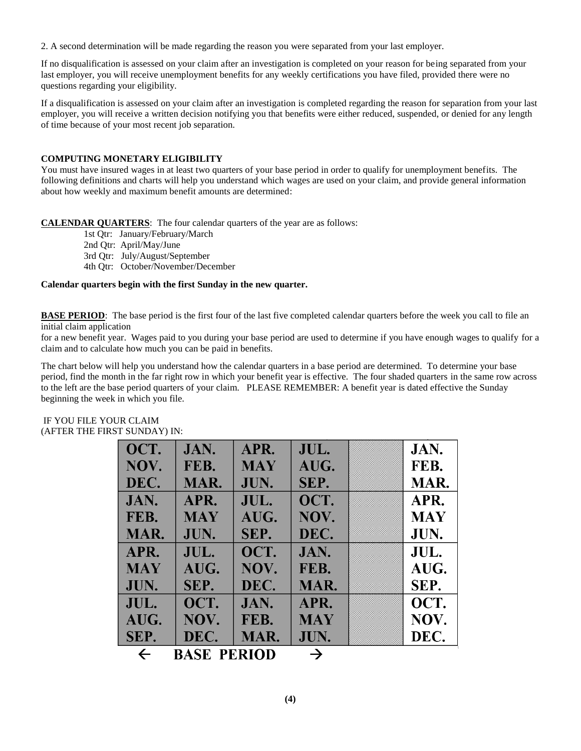2. A second determination will be made regarding the reason you were separated from your last employer.

If no disqualification is assessed on your claim after an investigation is completed on your reason for being separated from your last employer, you will receive unemployment benefits for any weekly certifications you have filed, provided there were no questions regarding your eligibility.

If a disqualification is assessed on your claim after an investigation is completed regarding the reason for separation from your last employer, you will receive a written decision notifying you that benefits were either reduced, suspended, or denied for any length of time because of your most recent job separation.

**COMPUTING MONETARY ELIGIBILITY**

You must have insured wages in at least two quarters of your base period in order to qualify for unemployment benefits. The following definitions and charts will help you understand which wages are used on your claim, and provide general information about how weekly and maximum benefit amounts are determined:

**CALENDAR QUARTERS**: The four calendar quarters of the year are as follows:

- 1st Qtr: January/February/March
- 2nd Qtr: April/May/June
- 3rd Qtr: July/August/September
- 4th Qtr: October/November/December

**Calendar quarters begin with the first Sunday in the new quarter.**

**BASE PERIOD**: The base period is the first four of the last five completed calendar quarters before the week you call to file an initial claim application for a new benefit year. Wages paid to you during your base period are used to determine if you have enough wages to qualify for a claim and to calculate how much you can be paid in benefits.

The chart below will help you understand how the calendar quarters in a base period are determined. To determine your base period, find the month in the far right row in which your benefit year is effective. The four shaded quarters in the same row across to the left are the base period quarters of your claim. PLEASE REMEMBER: A benefit year is dated effective the Sunday beginning the week in which you file.

| ← | BASE PERIOD | | → | | IF YOU FILE YOUR CLAIM (AFTER THE FIRST SUNDAY) IN: |
|---|---|---|---|---|---|
| OCT. NOV. DEC. | JAN. FEB. MAR. | APR. MAY JUN. | JUL. AUG. SEP. | | JAN. FEB. MAR. |
| JAN. FEB. MAR. | APR. MAY JUN. | JUL. AUG. SEP. | OCT. NOV. DEC. | | APR. MAY JUN. |
| APR. MAY JUN. | JUL. AUG. SEP. | OCT. NOV. DEC. | JAN. FEB. MAR. | | JUL. AUG. SEP. |
| JUL. AUG. SEP. | OCT. NOV. DEC. | JAN. FEB. MAR. | APR. MAY JUN. | | OCT. NOV. DEC. |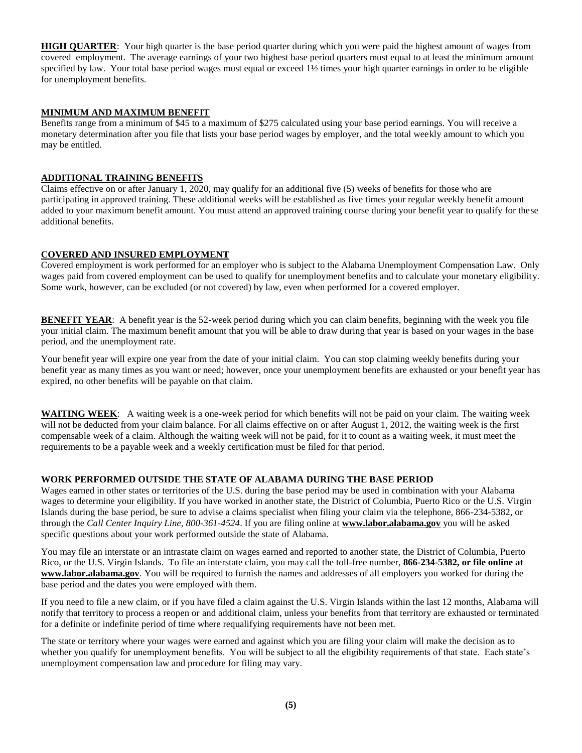**HIGH QUARTER**: Your high quarter is the base period quarter during which you were paid the highest amount of wages from covered employment. The average earnings of your two highest base period quarters must equal to at least the minimum amount specified by law. Your total base period wages must equal or exceed 1½ times your high quarter earnings in order to be eligible for unemployment benefits.

## MINIMUM AND MAXIMUM BENEFIT

Benefits range from a minimum of $45 to a maximum of $275 calculated using your base period earnings. You will receive a monetary determination after you file that lists your base period wages by employer, and the total weekly amount to which you may be entitled.

## ADDITIONAL TRAINING BENEFITS

Claims effective on or after January 1, 2020, may qualify for an additional five (5) weeks of benefits for those who are participating in approved training. These additional weeks will be established as five times your regular weekly benefit amount added to your maximum benefit amount. You must attend an approved training course during your benefit year to qualify for these additional benefits.

## COVERED AND INSURED EMPLOYMENT

Covered employment is work performed for an employer who is subject to the Alabama Unemployment Compensation Law. Only wages paid from covered employment can be used to qualify for unemployment benefits and to calculate your monetary eligibility. Some work, however, can be excluded (or not covered) by law, even when performed for a covered employer.

**BENEFIT YEAR**: A benefit year is the 52-week period during which you can claim benefits, beginning with the week you file your initial claim. The maximum benefit amount that you will be able to draw during that year is based on your wages in the base period, and the unemployment rate.

Your benefit year will expire one year from the date of your initial claim. You can stop claiming weekly benefits during your benefit year as many times as you want or need; however, once your unemployment benefits are exhausted or your benefit year has expired, no other benefits will be payable on that claim.

**WAITING WEEK**: A waiting week is a one-week period for which benefits will not be paid on your claim. The waiting week will not be deducted from your claim balance. For all claims effective on or after August 1, 2012, the waiting week is the first compensable week of a claim. Although the waiting week will not be paid, for it to count as a waiting week, it must meet the requirements to be a payable week and a weekly certification must be filed for that period.

## WORK PERFORMED OUTSIDE THE STATE OF ALABAMA DURING THE BASE PERIOD

Wages earned in other states or territories of the U.S. during the base period may be used in combination with your Alabama wages to determine your eligibility. If you have worked in another state, the District of Columbia, Puerto Rico or the U.S. Virgin Islands during the base period, be sure to advise a claims specialist when filing your claim via the telephone, 866-234-5382, or through the *Call Center Inquiry Line, 800-361-4524*. If you are filing online at **www.labor.alabama.gov** you will be asked specific questions about your work performed outside the state of Alabama.

You may file an interstate or an intrastate claim on wages earned and reported to another state, the District of Columbia, Puerto Rico, or the U.S. Virgin Islands. To file an interstate claim, you may call the toll-free number, **866-234-5382, or file online at www.labor.alabama.gov**. You will be required to furnish the names and addresses of all employers you worked for during the base period and the dates you were employed with them.

If you need to file a new claim, or if you have filed a claim against the U.S. Virgin Islands within the last 12 months, Alabama will notify that territory to process a reopen or and additional claim, unless your benefits from that territory are exhausted or terminated for a definite or indefinite period of time where requalifying requirements have not been met.

The state or territory where your wages were earned and against which you are filing your claim will make the decision as to whether you qualify for unemployment benefits. You will be subject to all the eligibility requirements of that state. Each state's unemployment compensation law and procedure for filing may vary.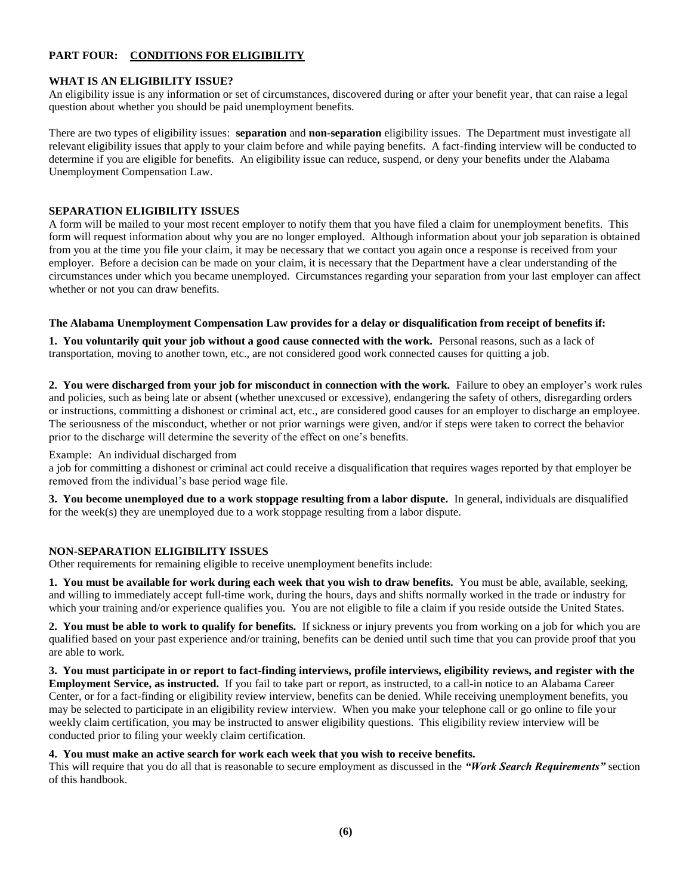## PART FOUR: CONDITIONS FOR ELIGIBILITY

### WHAT IS AN ELIGIBILITY ISSUE?

An eligibility issue is any information or set of circumstances, discovered during or after your benefit year, that can raise a legal question about whether you should be paid unemployment benefits.

There are two types of eligibility issues: **separation** and **non-separation** eligibility issues. The Department must investigate all relevant eligibility issues that apply to your claim before and while paying benefits. A fact-finding interview will be conducted to determine if you are eligible for benefits. An eligibility issue can reduce, suspend, or deny your benefits under the Alabama Unemployment Compensation Law.

### SEPARATION ELIGIBILITY ISSUES

A form will be mailed to your most recent employer to notify them that you have filed a claim for unemployment benefits. This form will request information about why you are no longer employed. Although information about your job separation is obtained from you at the time you file your claim, it may be necessary that we contact you again once a response is received from your employer. Before a decision can be made on your claim, it is necessary that the Department have a clear understanding of the circumstances under which you became unemployed. Circumstances regarding your separation from your last employer can affect whether or not you can draw benefits.

**The Alabama Unemployment Compensation Law provides for a delay or disqualification from receipt of benefits if:**

**1. You voluntarily quit your job without a good cause connected with the work.** Personal reasons, such as a lack of transportation, moving to another town, etc., are not considered good work connected causes for quitting a job.

**2. You were discharged from your job for misconduct in connection with the work.** Failure to obey an employer's work rules and policies, such as being late or absent (whether unexcused or excessive), endangering the safety of others, disregarding orders or instructions, committing a dishonest or criminal act, etc., are considered good causes for an employer to discharge an employee. The seriousness of the misconduct, whether or not prior warnings were given, and/or if steps were taken to correct the behavior prior to the discharge will determine the severity of the effect on one's benefits.

Example: An individual discharged from a job for committing a dishonest or criminal act could receive a disqualification that requires wages reported by that employer be removed from the individual's base period wage file.

**3. You become unemployed due to a work stoppage resulting from a labor dispute.** In general, individuals are disqualified for the week(s) they are unemployed due to a work stoppage resulting from a labor dispute.

### NON-SEPARATION ELIGIBILITY ISSUES

Other requirements for remaining eligible to receive unemployment benefits include:

**1. You must be available for work during each week that you wish to draw benefits.** You must be able, available, seeking, and willing to immediately accept full-time work, during the hours, days and shifts normally worked in the trade or industry for which your training and/or experience qualifies you. You are not eligible to file a claim if you reside outside the United States.

**2. You must be able to work to qualify for benefits.** If sickness or injury prevents you from working on a job for which you are qualified based on your past experience and/or training, benefits can be denied until such time that you can provide proof that you are able to work.

**3. You must participate in or report to fact-finding interviews, profile interviews, eligibility reviews, and register with the Employment Service, as instructed.** If you fail to take part or report, as instructed, to a call-in notice to an Alabama Career Center, or for a fact-finding or eligibility review interview, benefits can be denied. While receiving unemployment benefits, you may be selected to participate in an eligibility review interview. When you make your telephone call or go online to file your weekly claim certification, you may be instructed to answer eligibility questions. This eligibility review interview will be conducted prior to filing your weekly claim certification.

**4. You must make an active search for work each week that you wish to receive benefits.**
This will require that you do all that is reasonable to secure employment as discussed in the ***"Work Search Requirements"*** section of this handbook.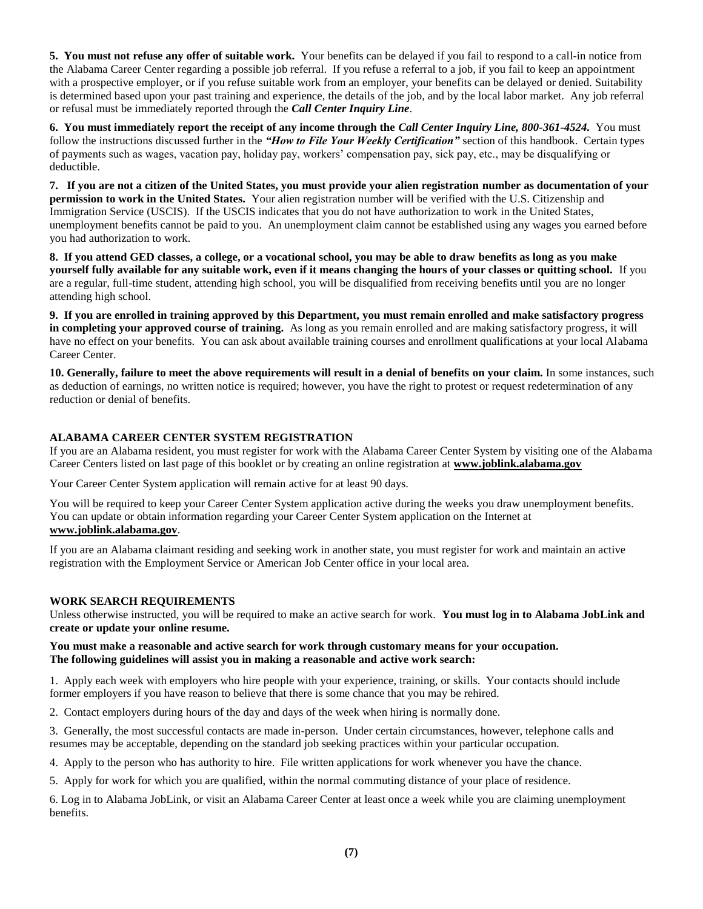**5. You must not refuse any offer of suitable work.** Your benefits can be delayed if you fail to respond to a call-in notice from the Alabama Career Center regarding a possible job referral. If you refuse a referral to a job, if you fail to keep an appointment with a prospective employer, or if you refuse suitable work from an employer, your benefits can be delayed or denied. Suitability is determined based upon your past training and experience, the details of the job, and by the local labor market. Any job referral or refusal must be immediately reported through the ***Call Center Inquiry Line***.

**6. You must immediately report the receipt of any income through the *Call Center Inquiry Line, 800-361-4524.*** You must follow the instructions discussed further in the ***"How to File Your Weekly Certification"*** section of this handbook. Certain types of payments such as wages, vacation pay, holiday pay, workers' compensation pay, sick pay, etc., may be disqualifying or deductible.

**7. If you are not a citizen of the United States, you must provide your alien registration number as documentation of your permission to work in the United States.** Your alien registration number will be verified with the U.S. Citizenship and Immigration Service (USCIS). If the USCIS indicates that you do not have authorization to work in the United States, unemployment benefits cannot be paid to you. An unemployment claim cannot be established using any wages you earned before you had authorization to work.

**8. If you attend GED classes, a college, or a vocational school, you may be able to draw benefits as long as you make yourself fully available for any suitable work, even if it means changing the hours of your classes or quitting school.** If you are a regular, full-time student, attending high school, you will be disqualified from receiving benefits until you are no longer attending high school.

**9. If you are enrolled in training approved by this Department, you must remain enrolled and make satisfactory progress in completing your approved course of training.** As long as you remain enrolled and are making satisfactory progress, it will have no effect on your benefits. You can ask about available training courses and enrollment qualifications at your local Alabama Career Center.

**10. Generally, failure to meet the above requirements will result in a denial of benefits on your claim.** In some instances, such as deduction of earnings, no written notice is required; however, you have the right to protest or request redetermination of any reduction or denial of benefits.

### ALABAMA CAREER CENTER SYSTEM REGISTRATION

If you are an Alabama resident, you must register for work with the Alabama Career Center System by visiting one of the Alabama Career Centers listed on last page of this booklet or by creating an online registration at **www.joblink.alabama.gov**

Your Career Center System application will remain active for at least 90 days.

You will be required to keep your Career Center System application active during the weeks you draw unemployment benefits. You can update or obtain information regarding your Career Center System application on the Internet at **www.joblink.alabama.gov**.

If you are an Alabama claimant residing and seeking work in another state, you must register for work and maintain an active registration with the Employment Service or American Job Center office in your local area.

### WORK SEARCH REQUIREMENTS

Unless otherwise instructed, you will be required to make an active search for work. **You must log in to Alabama JobLink and create or update your online resume.**

**You must make a reasonable and active search for work through customary means for your occupation. The following guidelines will assist you in making a reasonable and active work search:**

1. Apply each week with employers who hire people with your experience, training, or skills. Your contacts should include former employers if you have reason to believe that there is some chance that you may be rehired.

2. Contact employers during hours of the day and days of the week when hiring is normally done.

3. Generally, the most successful contacts are made in-person. Under certain circumstances, however, telephone calls and resumes may be acceptable, depending on the standard job seeking practices within your particular occupation.

4. Apply to the person who has authority to hire. File written applications for work whenever you have the chance.

5. Apply for work for which you are qualified, within the normal commuting distance of your place of residence.

6. Log in to Alabama JobLink, or visit an Alabama Career Center at least once a week while you are claiming unemployment benefits.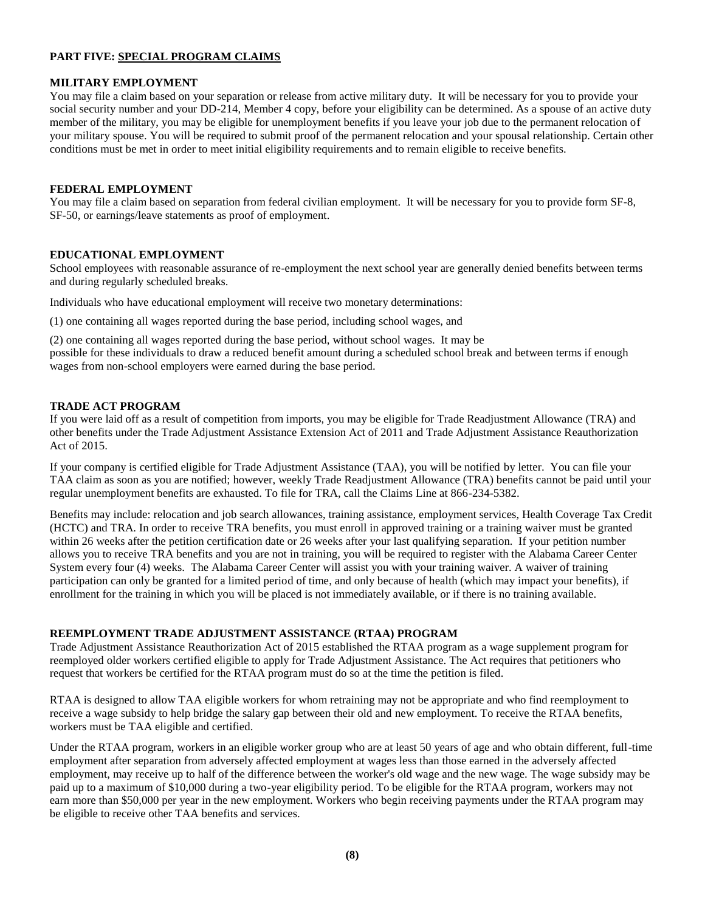## PART FIVE: SPECIAL PROGRAM CLAIMS

### MILITARY EMPLOYMENT

You may file a claim based on your separation or release from active military duty. It will be necessary for you to provide your social security number and your DD-214, Member 4 copy, before your eligibility can be determined. As a spouse of an active duty member of the military, you may be eligible for unemployment benefits if you leave your job due to the permanent relocation of your military spouse. You will be required to submit proof of the permanent relocation and your spousal relationship. Certain other conditions must be met in order to meet initial eligibility requirements and to remain eligible to receive benefits.

### FEDERAL EMPLOYMENT

You may file a claim based on separation from federal civilian employment. It will be necessary for you to provide form SF-8, SF-50, or earnings/leave statements as proof of employment.

### EDUCATIONAL EMPLOYMENT

School employees with reasonable assurance of re-employment the next school year are generally denied benefits between terms and during regularly scheduled breaks.

Individuals who have educational employment will receive two monetary determinations:

(1) one containing all wages reported during the base period, including school wages, and

(2) one containing all wages reported during the base period, without school wages. It may be possible for these individuals to draw a reduced benefit amount during a scheduled school break and between terms if enough wages from non-school employers were earned during the base period.

### TRADE ACT PROGRAM

If you were laid off as a result of competition from imports, you may be eligible for Trade Readjustment Allowance (TRA) and other benefits under the Trade Adjustment Assistance Extension Act of 2011 and Trade Adjustment Assistance Reauthorization Act of 2015.

If your company is certified eligible for Trade Adjustment Assistance (TAA), you will be notified by letter. You can file your TAA claim as soon as you are notified; however, weekly Trade Readjustment Allowance (TRA) benefits cannot be paid until your regular unemployment benefits are exhausted. To file for TRA, call the Claims Line at 866-234-5382.

Benefits may include: relocation and job search allowances, training assistance, employment services, Health Coverage Tax Credit (HCTC) and TRA. In order to receive TRA benefits, you must enroll in approved training or a training waiver must be granted within 26 weeks after the petition certification date or 26 weeks after your last qualifying separation. If your petition number allows you to receive TRA benefits and you are not in training, you will be required to register with the Alabama Career Center System every four (4) weeks. The Alabama Career Center will assist you with your training waiver. A waiver of training participation can only be granted for a limited period of time, and only because of health (which may impact your benefits), if enrollment for the training in which you will be placed is not immediately available, or if there is no training available.

### REEMPLOYMENT TRADE ADJUSTMENT ASSISTANCE (RTAA) PROGRAM

Trade Adjustment Assistance Reauthorization Act of 2015 established the RTAA program as a wage supplement program for reemployed older workers certified eligible to apply for Trade Adjustment Assistance. The Act requires that petitioners who request that workers be certified for the RTAA program must do so at the time the petition is filed.

RTAA is designed to allow TAA eligible workers for whom retraining may not be appropriate and who find reemployment to receive a wage subsidy to help bridge the salary gap between their old and new employment. To receive the RTAA benefits, workers must be TAA eligible and certified.

Under the RTAA program, workers in an eligible worker group who are at least 50 years of age and who obtain different, full-time employment after separation from adversely affected employment at wages less than those earned in the adversely affected employment, may receive up to half of the difference between the worker's old wage and the new wage. The wage subsidy may be paid up to a maximum of $10,000 during a two-year eligibility period. To be eligible for the RTAA program, workers may not earn more than $50,000 per year in the new employment. Workers who begin receiving payments under the RTAA program may be eligible to receive other TAA benefits and services.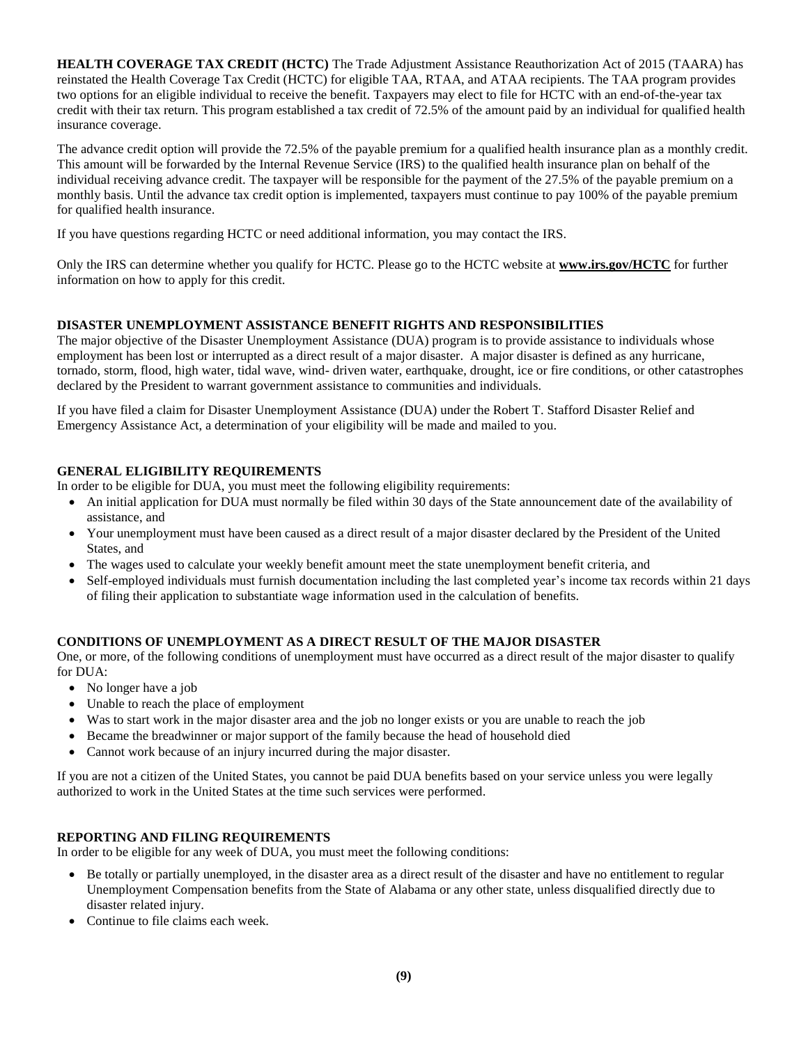**HEALTH COVERAGE TAX CREDIT (HCTC)** The Trade Adjustment Assistance Reauthorization Act of 2015 (TAARA) has reinstated the Health Coverage Tax Credit (HCTC) for eligible TAA, RTAA, and ATAA recipients. The TAA program provides two options for an eligible individual to receive the benefit. Taxpayers may elect to file for HCTC with an end-of-the-year tax credit with their tax return. This program established a tax credit of 72.5% of the amount paid by an individual for qualified health insurance coverage.

The advance credit option will provide the 72.5% of the payable premium for a qualified health insurance plan as a monthly credit. This amount will be forwarded by the Internal Revenue Service (IRS) to the qualified health insurance plan on behalf of the individual receiving advance credit. The taxpayer will be responsible for the payment of the 27.5% of the payable premium on a monthly basis. Until the advance tax credit option is implemented, taxpayers must continue to pay 100% of the payable premium for qualified health insurance.

If you have questions regarding HCTC or need additional information, you may contact the IRS.

Only the IRS can determine whether you qualify for HCTC. Please go to the HCTC website at **www.irs.gov/HCTC** for further information on how to apply for this credit.

### DISASTER UNEMPLOYMENT ASSISTANCE BENEFIT RIGHTS AND RESPONSIBILITIES

The major objective of the Disaster Unemployment Assistance (DUA) program is to provide assistance to individuals whose employment has been lost or interrupted as a direct result of a major disaster. A major disaster is defined as any hurricane, tornado, storm, flood, high water, tidal wave, wind- driven water, earthquake, drought, ice or fire conditions, or other catastrophes declared by the President to warrant government assistance to communities and individuals.

If you have filed a claim for Disaster Unemployment Assistance (DUA) under the Robert T. Stafford Disaster Relief and Emergency Assistance Act, a determination of your eligibility will be made and mailed to you.

### GENERAL ELIGIBILITY REQUIREMENTS

In order to be eligible for DUA, you must meet the following eligibility requirements:

- An initial application for DUA must normally be filed within 30 days of the State announcement date of the availability of assistance, and
- Your unemployment must have been caused as a direct result of a major disaster declared by the President of the United States, and
- The wages used to calculate your weekly benefit amount meet the state unemployment benefit criteria, and
- Self-employed individuals must furnish documentation including the last completed year's income tax records within 21 days of filing their application to substantiate wage information used in the calculation of benefits.

### CONDITIONS OF UNEMPLOYMENT AS A DIRECT RESULT OF THE MAJOR DISASTER

One, or more, of the following conditions of unemployment must have occurred as a direct result of the major disaster to qualify for DUA:

- No longer have a job
- Unable to reach the place of employment
- Was to start work in the major disaster area and the job no longer exists or you are unable to reach the job
- Became the breadwinner or major support of the family because the head of household died
- Cannot work because of an injury incurred during the major disaster.

If you are not a citizen of the United States, you cannot be paid DUA benefits based on your service unless you were legally authorized to work in the United States at the time such services were performed.

### REPORTING AND FILING REQUIREMENTS

In order to be eligible for any week of DUA, you must meet the following conditions:

- Be totally or partially unemployed, in the disaster area as a direct result of the disaster and have no entitlement to regular Unemployment Compensation benefits from the State of Alabama or any other state, unless disqualified directly due to disaster related injury.
- Continue to file claims each week.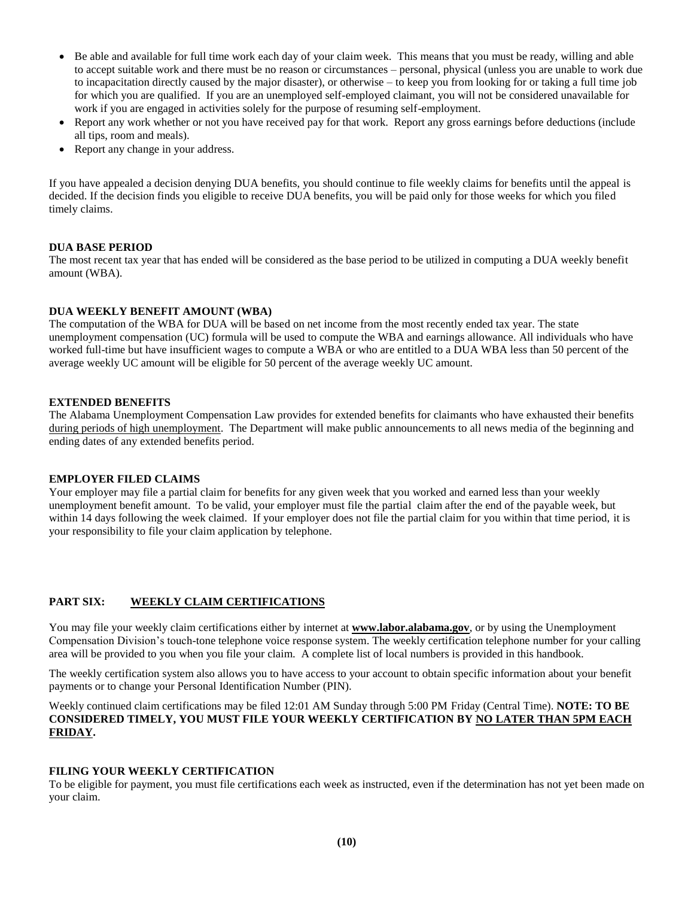- Be able and available for full time work each day of your claim week. This means that you must be ready, willing and able to accept suitable work and there must be no reason or circumstances – personal, physical (unless you are unable to work due to incapacitation directly caused by the major disaster), or otherwise – to keep you from looking for or taking a full time job for which you are qualified. If you are an unemployed self-employed claimant, you will not be considered unavailable for work if you are engaged in activities solely for the purpose of resuming self-employment.
- Report any work whether or not you have received pay for that work. Report any gross earnings before deductions (include all tips, room and meals).
- Report any change in your address.

If you have appealed a decision denying DUA benefits, you should continue to file weekly claims for benefits until the appeal is decided. If the decision finds you eligible to receive DUA benefits, you will be paid only for those weeks for which you filed timely claims.

**DUA BASE PERIOD**

The most recent tax year that has ended will be considered as the base period to be utilized in computing a DUA weekly benefit amount (WBA).

**DUA WEEKLY BENEFIT AMOUNT (WBA)**

The computation of the WBA for DUA will be based on net income from the most recently ended tax year. The state unemployment compensation (UC) formula will be used to compute the WBA and earnings allowance. All individuals who have worked full-time but have insufficient wages to compute a WBA or who are entitled to a DUA WBA less than 50 percent of the average weekly UC amount will be eligible for 50 percent of the average weekly UC amount.

**EXTENDED BENEFITS**

The Alabama Unemployment Compensation Law provides for extended benefits for claimants who have exhausted their benefits during periods of high unemployment. The Department will make public announcements to all news media of the beginning and ending dates of any extended benefits period.

**EMPLOYER FILED CLAIMS**

Your employer may file a partial claim for benefits for any given week that you worked and earned less than your weekly unemployment benefit amount. To be valid, your employer must file the partial claim after the end of the payable week, but within 14 days following the week claimed. If your employer does not file the partial claim for you within that time period, it is your responsibility to file your claim application by telephone.

## PART SIX: WEEKLY CLAIM CERTIFICATIONS

You may file your weekly claim certifications either by internet at **www.labor.alabama.gov**, or by using the Unemployment Compensation Division's touch-tone telephone voice response system. The weekly certification telephone number for your calling area will be provided to you when you file your claim. A complete list of local numbers is provided in this handbook.

The weekly certification system also allows you to have access to your account to obtain specific information about your benefit payments or to change your Personal Identification Number (PIN).

Weekly continued claim certifications may be filed 12:01 AM Sunday through 5:00 PM Friday (Central Time). **NOTE: TO BE CONSIDERED TIMELY, YOU MUST FILE YOUR WEEKLY CERTIFICATION BY NO LATER THAN 5PM EACH FRIDAY.**

**FILING YOUR WEEKLY CERTIFICATION**

To be eligible for payment, you must file certifications each week as instructed, even if the determination has not yet been made on your claim.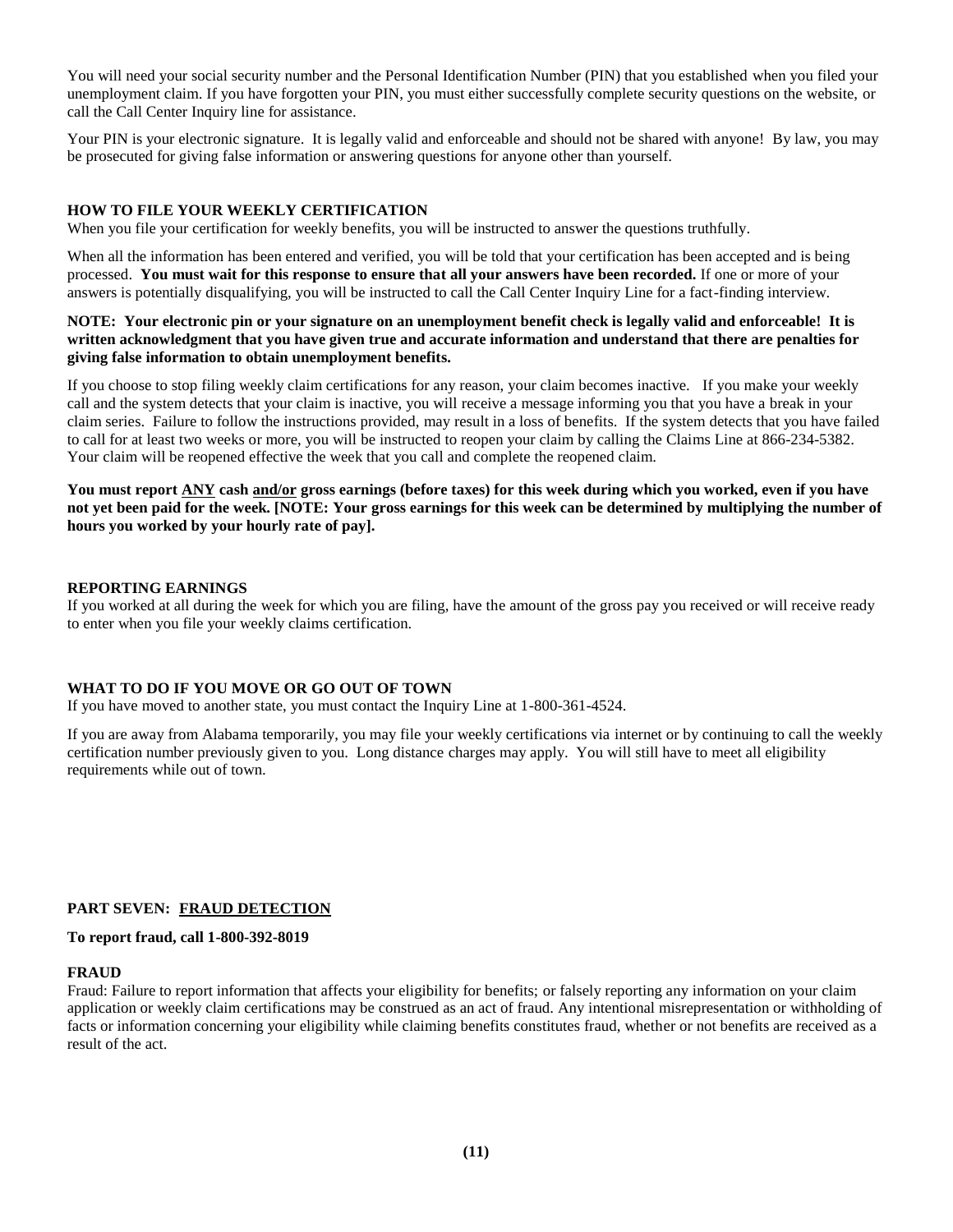You will need your social security number and the Personal Identification Number (PIN) that you established when you filed your unemployment claim. If you have forgotten your PIN, you must either successfully complete security questions on the website, or call the Call Center Inquiry line for assistance.

Your PIN is your electronic signature. It is legally valid and enforceable and should not be shared with anyone! By law, you may be prosecuted for giving false information or answering questions for anyone other than yourself.

### HOW TO FILE YOUR WEEKLY CERTIFICATION

When you file your certification for weekly benefits, you will be instructed to answer the questions truthfully.

When all the information has been entered and verified, you will be told that your certification has been accepted and is being processed. **You must wait for this response to ensure that all your answers have been recorded.** If one or more of your answers is potentially disqualifying, you will be instructed to call the Call Center Inquiry Line for a fact-finding interview.

**NOTE: Your electronic pin or your signature on an unemployment benefit check is legally valid and enforceable! It is written acknowledgment that you have given true and accurate information and understand that there are penalties for giving false information to obtain unemployment benefits.**

If you choose to stop filing weekly claim certifications for any reason, your claim becomes inactive. If you make your weekly call and the system detects that your claim is inactive, you will receive a message informing you that you have a break in your claim series. Failure to follow the instructions provided, may result in a loss of benefits. If the system detects that you have failed to call for at least two weeks or more, you will be instructed to reopen your claim by calling the Claims Line at 866-234-5382. Your claim will be reopened effective the week that you call and complete the reopened claim.

**You must report ANY cash and/or gross earnings (before taxes) for this week during which you worked, even if you have not yet been paid for the week. [NOTE: Your gross earnings for this week can be determined by multiplying the number of hours you worked by your hourly rate of pay].**

### REPORTING EARNINGS

If you worked at all during the week for which you are filing, have the amount of the gross pay you received or will receive ready to enter when you file your weekly claims certification.

### WHAT TO DO IF YOU MOVE OR GO OUT OF TOWN

If you have moved to another state, you must contact the Inquiry Line at 1-800-361-4524.

If you are away from Alabama temporarily, you may file your weekly certifications via internet or by continuing to call the weekly certification number previously given to you. Long distance charges may apply. You will still have to meet all eligibility requirements while out of town.

## PART SEVEN: FRAUD DETECTION

**To report fraud, call 1-800-392-8019**

### FRAUD

Fraud: Failure to report information that affects your eligibility for benefits; or falsely reporting any information on your claim application or weekly claim certifications may be construed as an act of fraud. Any intentional misrepresentation or withholding of facts or information concerning your eligibility while claiming benefits constitutes fraud, whether or not benefits are received as a result of the act.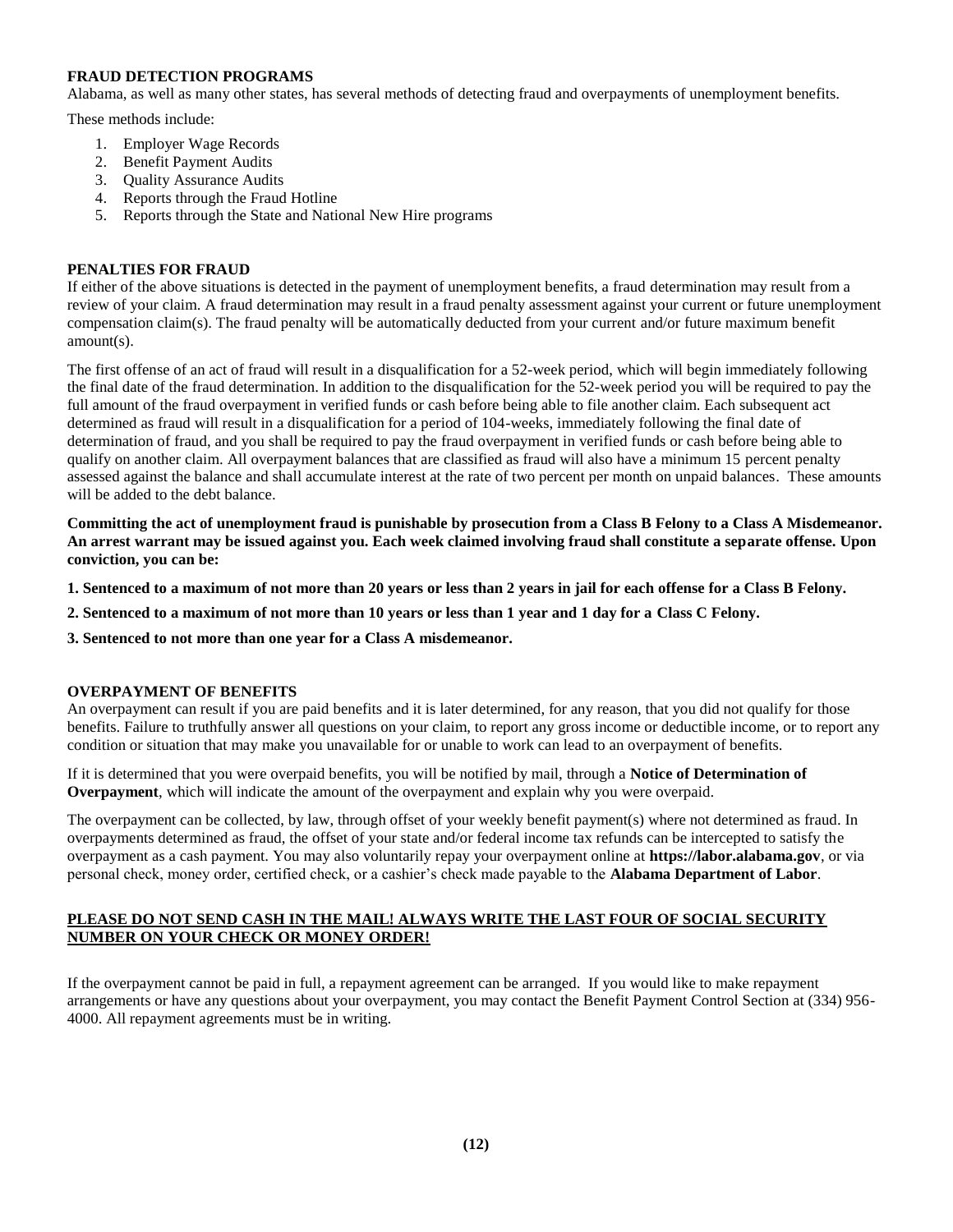**FRAUD DETECTION PROGRAMS**

Alabama, as well as many other states, has several methods of detecting fraud and overpayments of unemployment benefits.

These methods include:

1. Employer Wage Records
2. Benefit Payment Audits
3. Quality Assurance Audits
4. Reports through the Fraud Hotline
5. Reports through the State and National New Hire programs

**PENALTIES FOR FRAUD**

If either of the above situations is detected in the payment of unemployment benefits, a fraud determination may result from a review of your claim. A fraud determination may result in a fraud penalty assessment against your current or future unemployment compensation claim(s). The fraud penalty will be automatically deducted from your current and/or future maximum benefit amount(s).

The first offense of an act of fraud will result in a disqualification for a 52-week period, which will begin immediately following the final date of the fraud determination. In addition to the disqualification for the 52-week period you will be required to pay the full amount of the fraud overpayment in verified funds or cash before being able to file another claim. Each subsequent act determined as fraud will result in a disqualification for a period of 104-weeks, immediately following the final date of determination of fraud, and you shall be required to pay the fraud overpayment in verified funds or cash before being able to qualify on another claim. All overpayment balances that are classified as fraud will also have a minimum 15 percent penalty assessed against the balance and shall accumulate interest at the rate of two percent per month on unpaid balances. These amounts will be added to the debt balance.

**Committing the act of unemployment fraud is punishable by prosecution from a Class B Felony to a Class A Misdemeanor. An arrest warrant may be issued against you. Each week claimed involving fraud shall constitute a separate offense. Upon conviction, you can be:**

**1. Sentenced to a maximum of not more than 20 years or less than 2 years in jail for each offense for a Class B Felony.**

**2. Sentenced to a maximum of not more than 10 years or less than 1 year and 1 day for a Class C Felony.**

**3. Sentenced to not more than one year for a Class A misdemeanor.**

**OVERPAYMENT OF BENEFITS**

An overpayment can result if you are paid benefits and it is later determined, for any reason, that you did not qualify for those benefits. Failure to truthfully answer all questions on your claim, to report any gross income or deductible income, or to report any condition or situation that may make you unavailable for or unable to work can lead to an overpayment of benefits.

If it is determined that you were overpaid benefits, you will be notified by mail, through a **Notice of Determination of Overpayment**, which will indicate the amount of the overpayment and explain why you were overpaid.

The overpayment can be collected, by law, through offset of your weekly benefit payment(s) where not determined as fraud. In overpayments determined as fraud, the offset of your state and/or federal income tax refunds can be intercepted to satisfy the overpayment as a cash payment. You may also voluntarily repay your overpayment online at **https://labor.alabama.gov**, or via personal check, money order, certified check, or a cashier's check made payable to the **Alabama Department of Labor**.

**PLEASE DO NOT SEND CASH IN THE MAIL! ALWAYS WRITE THE LAST FOUR OF SOCIAL SECURITY NUMBER ON YOUR CHECK OR MONEY ORDER!**

If the overpayment cannot be paid in full, a repayment agreement can be arranged. If you would like to make repayment arrangements or have any questions about your overpayment, you may contact the Benefit Payment Control Section at (334) 956-4000. All repayment agreements must be in writing.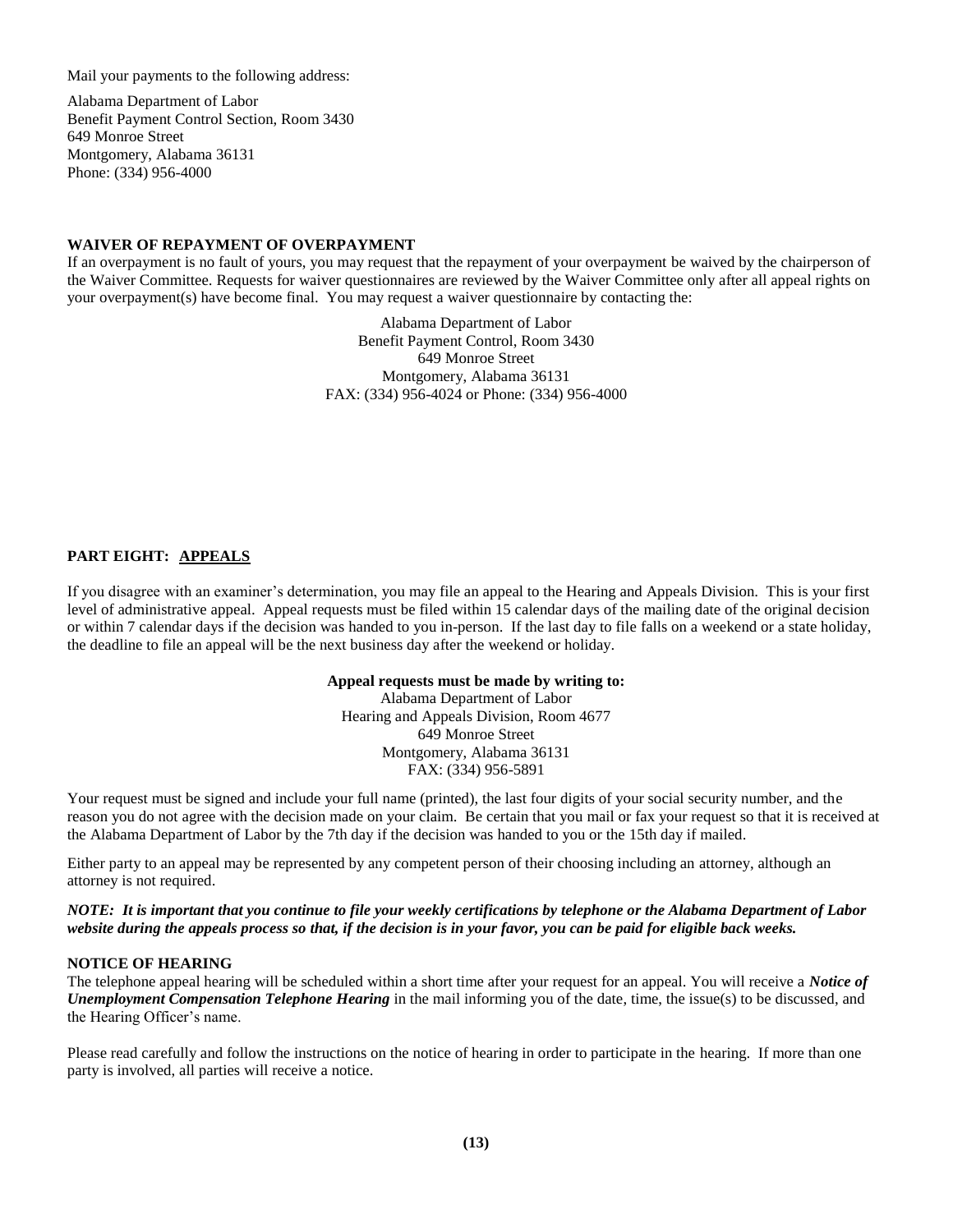Mail your payments to the following address:

Alabama Department of Labor
Benefit Payment Control Section, Room 3430
649 Monroe Street
Montgomery, Alabama 36131
Phone: (334) 956-4000

### WAIVER OF REPAYMENT OF OVERPAYMENT

If an overpayment is no fault of yours, you may request that the repayment of your overpayment be waived by the chairperson of the Waiver Committee. Requests for waiver questionnaires are reviewed by the Waiver Committee only after all appeal rights on your overpayment(s) have become final. You may request a waiver questionnaire by contacting the:

Alabama Department of Labor
Benefit Payment Control, Room 3430
649 Monroe Street
Montgomery, Alabama 36131
FAX: (334) 956-4024 or Phone: (334) 956-4000

## PART EIGHT: APPEALS

If you disagree with an examiner's determination, you may file an appeal to the Hearing and Appeals Division. This is your first level of administrative appeal. Appeal requests must be filed within 15 calendar days of the mailing date of the original decision or within 7 calendar days if the decision was handed to you in-person. If the last day to file falls on a weekend or a state holiday, the deadline to file an appeal will be the next business day after the weekend or holiday.

**Appeal requests must be made by writing to:**
Alabama Department of Labor
Hearing and Appeals Division, Room 4677
649 Monroe Street
Montgomery, Alabama 36131
FAX: (334) 956-5891

Your request must be signed and include your full name (printed), the last four digits of your social security number, and the reason you do not agree with the decision made on your claim. Be certain that you mail or fax your request so that it is received at the Alabama Department of Labor by the 7th day if the decision was handed to you or the 15th day if mailed.

Either party to an appeal may be represented by any competent person of their choosing including an attorney, although an attorney is not required.

***NOTE: It is important that you continue to file your weekly certifications by telephone or the Alabama Department of Labor website during the appeals process so that, if the decision is in your favor, you can be paid for eligible back weeks.***

### NOTICE OF HEARING

The telephone appeal hearing will be scheduled within a short time after your request for an appeal. You will receive a ***Notice of Unemployment Compensation Telephone Hearing*** in the mail informing you of the date, time, the issue(s) to be discussed, and the Hearing Officer's name.

Please read carefully and follow the instructions on the notice of hearing in order to participate in the hearing. If more than one party is involved, all parties will receive a notice.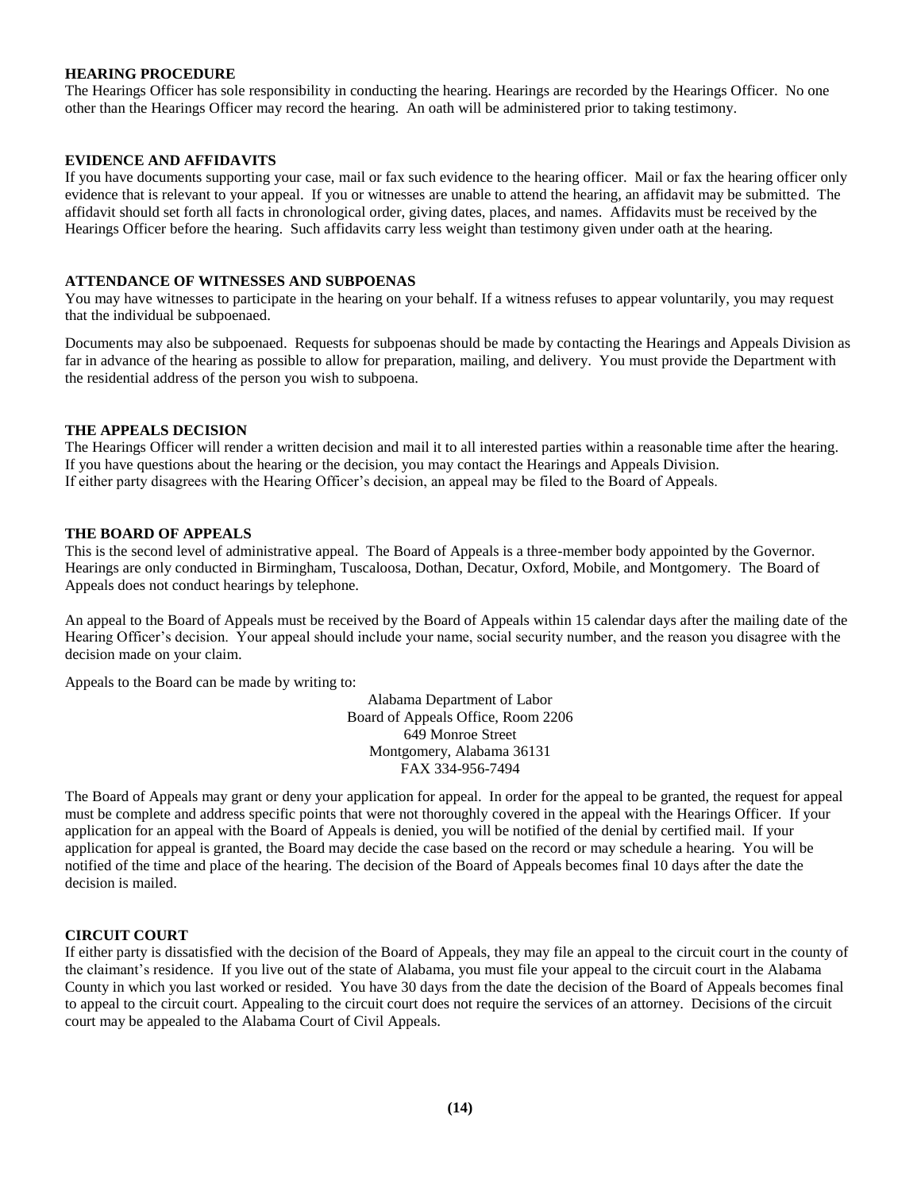### HEARING PROCEDURE

The Hearings Officer has sole responsibility in conducting the hearing. Hearings are recorded by the Hearings Officer. No one other than the Hearings Officer may record the hearing. An oath will be administered prior to taking testimony.

### EVIDENCE AND AFFIDAVITS

If you have documents supporting your case, mail or fax such evidence to the hearing officer. Mail or fax the hearing officer only evidence that is relevant to your appeal. If you or witnesses are unable to attend the hearing, an affidavit may be submitted. The affidavit should set forth all facts in chronological order, giving dates, places, and names. Affidavits must be received by the Hearings Officer before the hearing. Such affidavits carry less weight than testimony given under oath at the hearing.

### ATTENDANCE OF WITNESSES AND SUBPOENAS

You may have witnesses to participate in the hearing on your behalf. If a witness refuses to appear voluntarily, you may request that the individual be subpoenaed.

Documents may also be subpoenaed. Requests for subpoenas should be made by contacting the Hearings and Appeals Division as far in advance of the hearing as possible to allow for preparation, mailing, and delivery. You must provide the Department with the residential address of the person you wish to subpoena.

### THE APPEALS DECISION

The Hearings Officer will render a written decision and mail it to all interested parties within a reasonable time after the hearing. If you have questions about the hearing or the decision, you may contact the Hearings and Appeals Division.
If either party disagrees with the Hearing Officer's decision, an appeal may be filed to the Board of Appeals.

### THE BOARD OF APPEALS

This is the second level of administrative appeal. The Board of Appeals is a three-member body appointed by the Governor. Hearings are only conducted in Birmingham, Tuscaloosa, Dothan, Decatur, Oxford, Mobile, and Montgomery. The Board of Appeals does not conduct hearings by telephone.

An appeal to the Board of Appeals must be received by the Board of Appeals within 15 calendar days after the mailing date of the Hearing Officer's decision. Your appeal should include your name, social security number, and the reason you disagree with the decision made on your claim.

Appeals to the Board can be made by writing to:

Alabama Department of Labor
Board of Appeals Office, Room 2206
649 Monroe Street
Montgomery, Alabama 36131
FAX 334-956-7494

The Board of Appeals may grant or deny your application for appeal. In order for the appeal to be granted, the request for appeal must be complete and address specific points that were not thoroughly covered in the appeal with the Hearings Officer. If your application for an appeal with the Board of Appeals is denied, you will be notified of the denial by certified mail. If your application for appeal is granted, the Board may decide the case based on the record or may schedule a hearing. You will be notified of the time and place of the hearing. The decision of the Board of Appeals becomes final 10 days after the date the decision is mailed.

### CIRCUIT COURT

If either party is dissatisfied with the decision of the Board of Appeals, they may file an appeal to the circuit court in the county of the claimant's residence. If you live out of the state of Alabama, you must file your appeal to the circuit court in the Alabama County in which you last worked or resided. You have 30 days from the date the decision of the Board of Appeals becomes final to appeal to the circuit court. Appealing to the circuit court does not require the services of an attorney. Decisions of the circuit court may be appealed to the Alabama Court of Civil Appeals.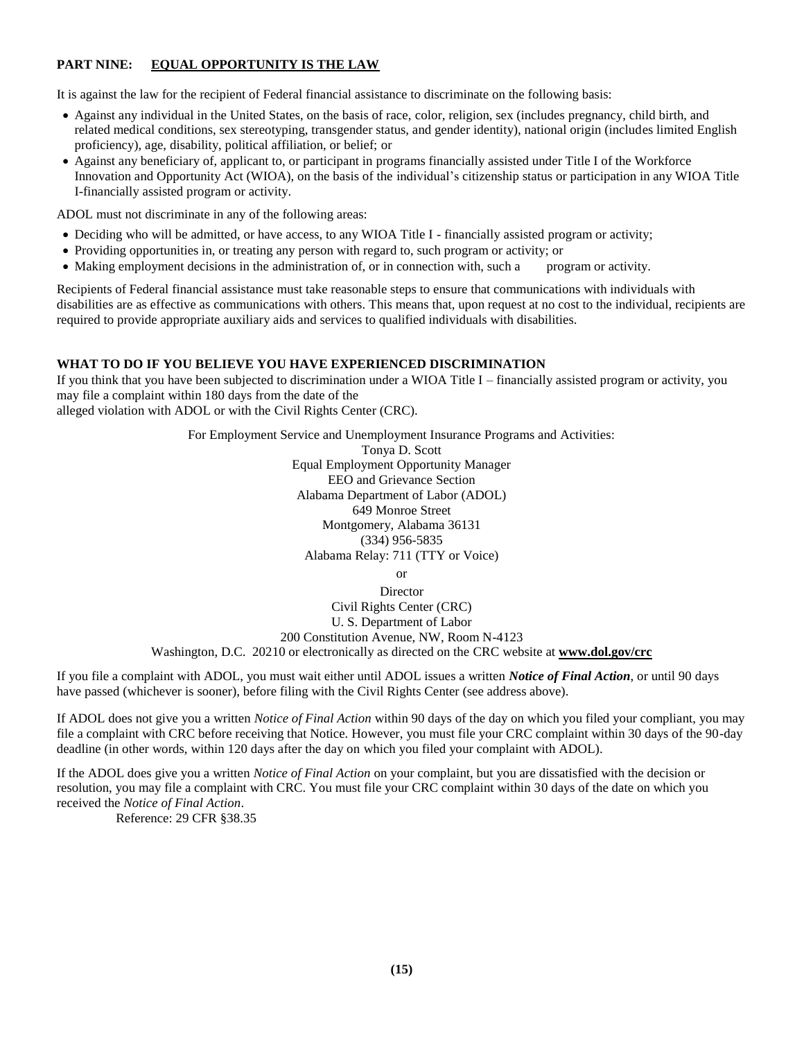## PART NINE: EQUAL OPPORTUNITY IS THE LAW

It is against the law for the recipient of Federal financial assistance to discriminate on the following basis:

- Against any individual in the United States, on the basis of race, color, religion, sex (includes pregnancy, child birth, and related medical conditions, sex stereotyping, transgender status, and gender identity), national origin (includes limited English proficiency), age, disability, political affiliation, or belief; or
- Against any beneficiary of, applicant to, or participant in programs financially assisted under Title I of the Workforce Innovation and Opportunity Act (WIOA), on the basis of the individual's citizenship status or participation in any WIOA Title I-financially assisted program or activity.

ADOL must not discriminate in any of the following areas:

- Deciding who will be admitted, or have access, to any WIOA Title I - financially assisted program or activity;
- Providing opportunities in, or treating any person with regard to, such program or activity; or
- Making employment decisions in the administration of, or in connection with, such a program or activity.

Recipients of Federal financial assistance must take reasonable steps to ensure that communications with individuals with disabilities are as effective as communications with others. This means that, upon request at no cost to the individual, recipients are required to provide appropriate auxiliary aids and services to qualified individuals with disabilities.

### WHAT TO DO IF YOU BELIEVE YOU HAVE EXPERIENCED DISCRIMINATION

If you think that you have been subjected to discrimination under a WIOA Title I – financially assisted program or activity, you may file a complaint within 180 days from the date of the alleged violation with ADOL or with the Civil Rights Center (CRC).

For Employment Service and Unemployment Insurance Programs and Activities:
Tonya D. Scott
Equal Employment Opportunity Manager
EEO and Grievance Section
Alabama Department of Labor (ADOL)
649 Monroe Street
Montgomery, Alabama 36131
(334) 956-5835
Alabama Relay: 711 (TTY or Voice)

or

Director
Civil Rights Center (CRC)
U. S. Department of Labor
200 Constitution Avenue, NW, Room N-4123
Washington, D.C. 20210 or electronically as directed on the CRC website at **www.dol.gov/crc**

If you file a complaint with ADOL, you must wait either until ADOL issues a written ***Notice of Final Action***, or until 90 days have passed (whichever is sooner), before filing with the Civil Rights Center (see address above).

If ADOL does not give you a written *Notice of Final Action* within 90 days of the day on which you filed your compliant, you may file a complaint with CRC before receiving that Notice. However, you must file your CRC complaint within 30 days of the 90-day deadline (in other words, within 120 days after the day on which you filed your complaint with ADOL).

If the ADOL does give you a written *Notice of Final Action* on your complaint, but you are dissatisfied with the decision or resolution, you may file a complaint with CRC. You must file your CRC complaint within 30 days of the date on which you received the *Notice of Final Action*.

Reference: 29 CFR §38.35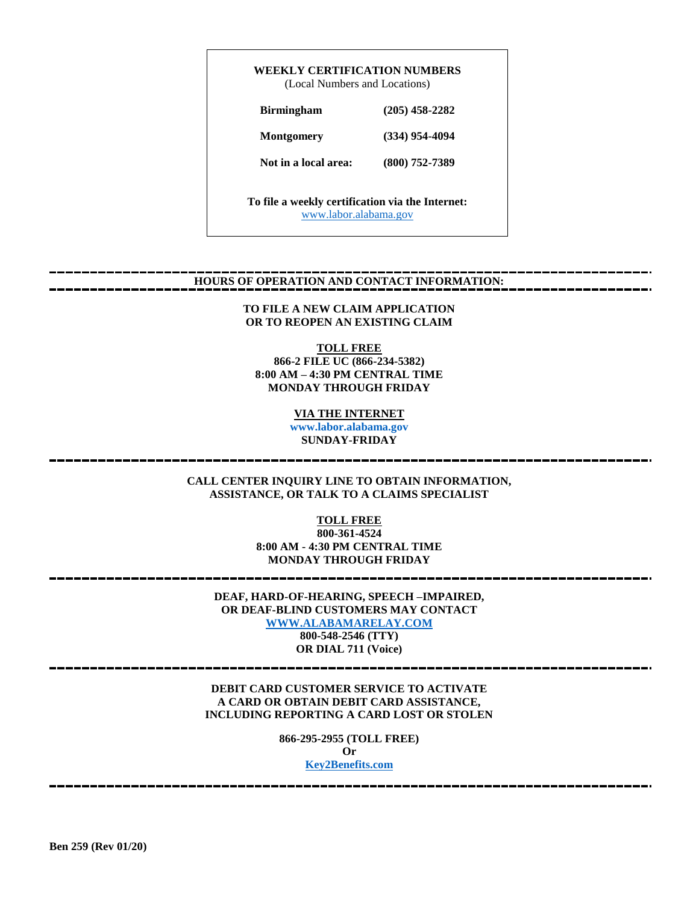**WEEKLY CERTIFICATION NUMBERS**
(Local Numbers and Locations)

| | |
|---|---|
| **Birmingham** | **(205) 458-2282** |
| **Montgomery** | **(334) 954-4094** |
| **Not in a local area:** | **(800) 752-7389** |

**To file a weekly certification via the Internet:**
www.labor.alabama.gov

---

**HOURS OF OPERATION AND CONTACT INFORMATION:**

---

**TO FILE A NEW CLAIM APPLICATION**
**OR TO REOPEN AN EXISTING CLAIM**

**TOLL FREE**
**866-2 FILE UC (866-234-5382)**
**8:00 AM – 4:30 PM CENTRAL TIME**
**MONDAY THROUGH FRIDAY**

**VIA THE INTERNET**
**www.labor.alabama.gov**
**SUNDAY-FRIDAY**

---

**CALL CENTER INQUIRY LINE TO OBTAIN INFORMATION,**
**ASSISTANCE, OR TALK TO A CLAIMS SPECIALIST**

**TOLL FREE**
**800-361-4524**
**8:00 AM - 4:30 PM CENTRAL TIME**
**MONDAY THROUGH FRIDAY**

---

**DEAF, HARD-OF-HEARING, SPEECH –IMPAIRED,**
**OR DEAF-BLIND CUSTOMERS MAY CONTACT**
**WWW.ALABAMARELAY.COM**
**800-548-2546 (TTY)**
**OR DIAL 711 (Voice)**

---

**DEBIT CARD CUSTOMER SERVICE TO ACTIVATE**
**A CARD OR OBTAIN DEBIT CARD ASSISTANCE,**
**INCLUDING REPORTING A CARD LOST OR STOLEN**

**866-295-2955 (TOLL FREE)**
**Or**
**Key2Benefits.com**

---

**Ben 259 (Rev 01/20)**